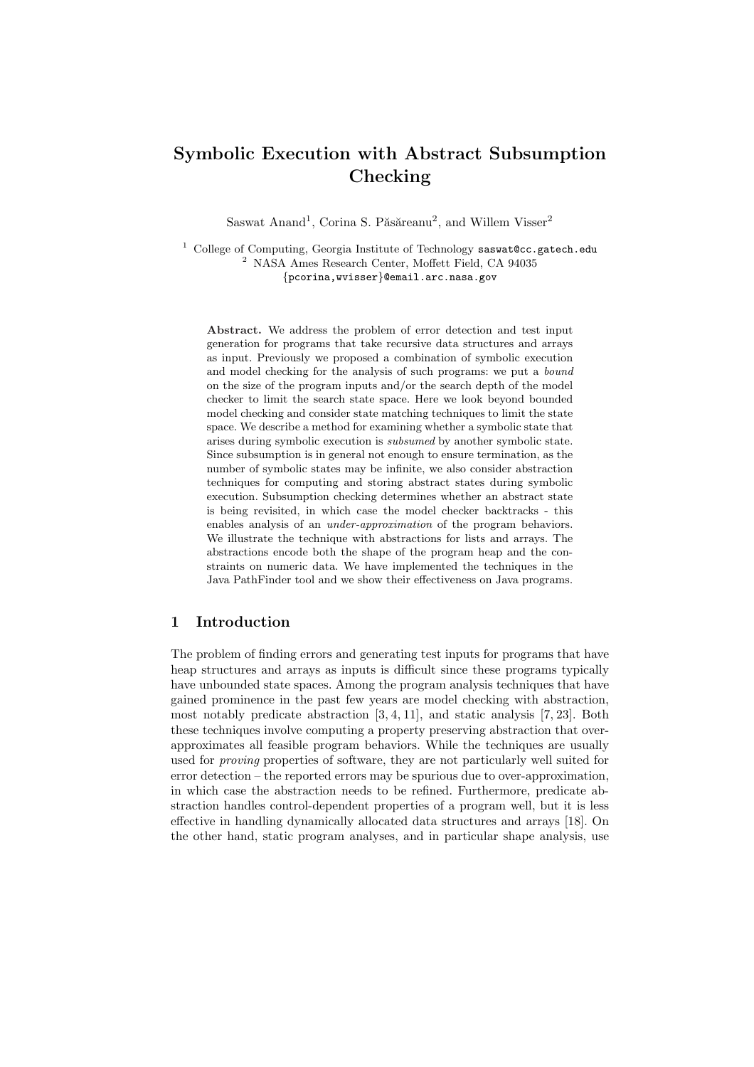# Symbolic Execution with Abstract Subsumption Checking

Saswat Anand[1], Corina S. Păsăreanu[2], and Willem Visser[2]

[1] College of Computing, Georgia Institute of Technology saswat@cc.gatech.edu
[2] NASA Ames Research Center, Moffett Field, CA 94035
{pcorina,wvisser}@email.arc.nasa.gov

**Abstract.** We address the problem of error detection and test input generation for programs that take recursive data structures and arrays as input. Previously we proposed a combination of symbolic execution and model checking for the analysis of such programs: we put a *bound* on the size of the program inputs and/or the search depth of the model checker to limit the search state space. Here we look beyond bounded model checking and consider state matching techniques to limit the state space. We describe a method for examining whether a symbolic state that arises during symbolic execution is *subsumed* by another symbolic state. Since subsumption is in general not enough to ensure termination, as the number of symbolic states may be infinite, we also consider abstraction techniques for computing and storing abstract states during symbolic execution. Subsumption checking determines whether an abstract state is being revisited, in which case the model checker backtracks - this enables analysis of an *under-approximation* of the program behaviors. We illustrate the technique with abstractions for lists and arrays. The abstractions encode both the shape of the program heap and the constraints on numeric data. We have implemented the techniques in the Java PathFinder tool and we show their effectiveness on Java programs.

## 1 Introduction

The problem of finding errors and generating test inputs for programs that have heap structures and arrays as inputs is difficult since these programs typically have unbounded state spaces. Among the program analysis techniques that have gained prominence in the past few years are model checking with abstraction, most notably predicate abstraction [3, 4, 11], and static analysis [7, 23]. Both these techniques involve computing a property preserving abstraction that over-approximates all feasible program behaviors. While the techniques are usually used for *proving* properties of software, they are not particularly well suited for error detection – the reported errors may be spurious due to over-approximation, in which case the abstraction needs to be refined. Furthermore, predicate abstraction handles control-dependent properties of a program well, but it is less effective in handling dynamically allocated data structures and arrays [18]. On the other hand, static program analyses, and in particular shape analysis, use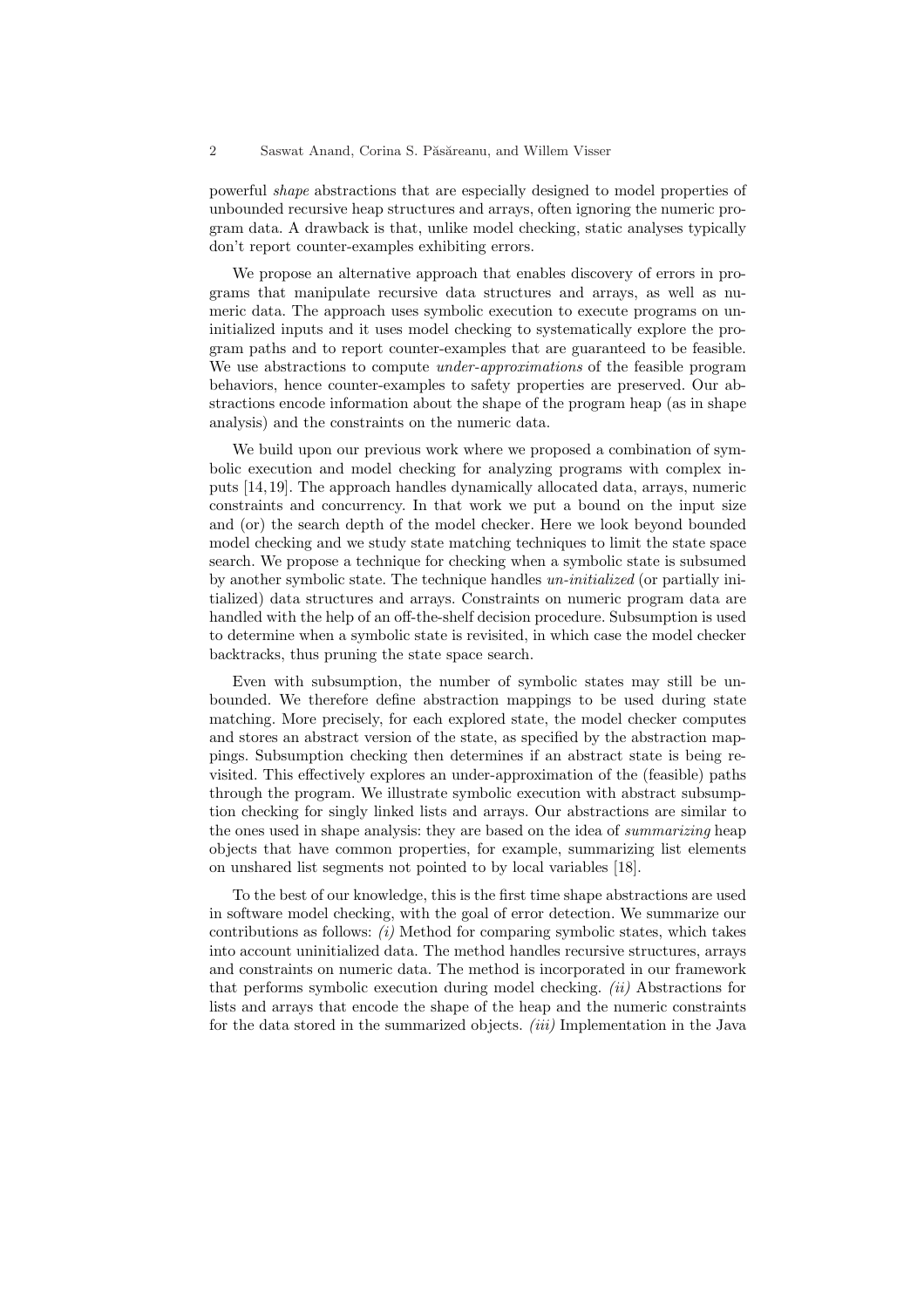powerful *shape* abstractions that are especially designed to model properties of unbounded recursive heap structures and arrays, often ignoring the numeric program data. A drawback is that, unlike model checking, static analyses typically don't report counter-examples exhibiting errors.

We propose an alternative approach that enables discovery of errors in programs that manipulate recursive data structures and arrays, as well as numeric data. The approach uses symbolic execution to execute programs on uninitialized inputs and it uses model checking to systematically explore the program paths and to report counter-examples that are guaranteed to be feasible. We use abstractions to compute *under-approximations* of the feasible program behaviors, hence counter-examples to safety properties are preserved. Our abstractions encode information about the shape of the program heap (as in shape analysis) and the constraints on the numeric data.

We build upon our previous work where we proposed a combination of symbolic execution and model checking for analyzing programs with complex inputs [14,19]. The approach handles dynamically allocated data, arrays, numeric constraints and concurrency. In that work we put a bound on the input size and (or) the search depth of the model checker. Here we look beyond bounded model checking and we study state matching techniques to limit the state space search. We propose a technique for checking when a symbolic state is subsumed by another symbolic state. The technique handles *un-initialized* (or partially initialized) data structures and arrays. Constraints on numeric program data are handled with the help of an off-the-shelf decision procedure. Subsumption is used to determine when a symbolic state is revisited, in which case the model checker backtracks, thus pruning the state space search.

Even with subsumption, the number of symbolic states may still be unbounded. We therefore define abstraction mappings to be used during state matching. More precisely, for each explored state, the model checker computes and stores an abstract version of the state, as specified by the abstraction mappings. Subsumption checking then determines if an abstract state is being revisited. This effectively explores an under-approximation of the (feasible) paths through the program. We illustrate symbolic execution with abstract subsumption checking for singly linked lists and arrays. Our abstractions are similar to the ones used in shape analysis: they are based on the idea of *summarizing* heap objects that have common properties, for example, summarizing list elements on unshared list segments not pointed to by local variables [18].

To the best of our knowledge, this is the first time shape abstractions are used in software model checking, with the goal of error detection. We summarize our contributions as follows: *(i)* Method for comparing symbolic states, which takes into account uninitialized data. The method handles recursive structures, arrays and constraints on numeric data. The method is incorporated in our framework that performs symbolic execution during model checking. *(ii)* Abstractions for lists and arrays that encode the shape of the heap and the numeric constraints for the data stored in the summarized objects. *(iii)* Implementation in the Java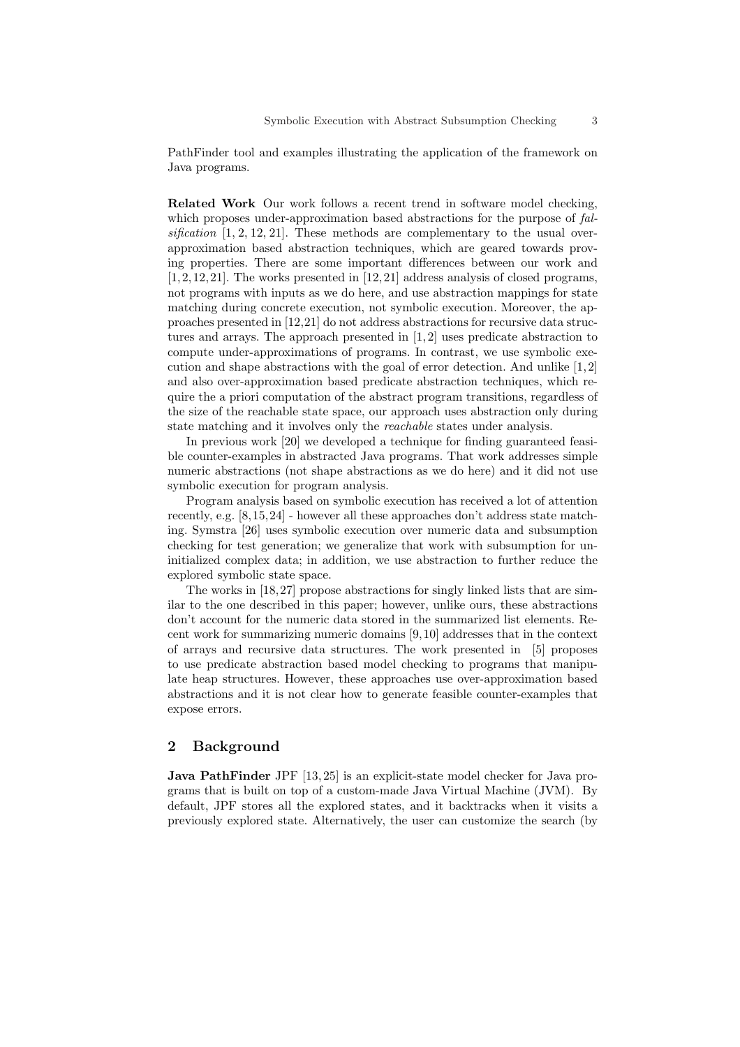PathFinder tool and examples illustrating the application of the framework on Java programs.

**Related Work** Our work follows a recent trend in software model checking, which proposes under-approximation based abstractions for the purpose of *falsification* [1, 2, 12, 21]. These methods are complementary to the usual over-approximation based abstraction techniques, which are geared towards proving properties. There are some important differences between our work and [1,2,12,21]. The works presented in [12,21] address analysis of closed programs, not programs with inputs as we do here, and use abstraction mappings for state matching during concrete execution, not symbolic execution. Moreover, the approaches presented in [12,21] do not address abstractions for recursive data structures and arrays. The approach presented in [1,2] uses predicate abstraction to compute under-approximations of programs. In contrast, we use symbolic execution and shape abstractions with the goal of error detection. And unlike [1,2] and also over-approximation based predicate abstraction techniques, which require the a priori computation of the abstract program transitions, regardless of the size of the reachable state space, our approach uses abstraction only during state matching and it involves only the *reachable* states under analysis.

In previous work [20] we developed a technique for finding guaranteed feasible counter-examples in abstracted Java programs. That work addresses simple numeric abstractions (not shape abstractions as we do here) and it did not use symbolic execution for program analysis.

Program analysis based on symbolic execution has received a lot of attention recently, e.g. [8,15,24] - however all these approaches don't address state matching. Symstra [26] uses symbolic execution over numeric data and subsumption checking for test generation; we generalize that work with subsumption for uninitialized complex data; in addition, we use abstraction to further reduce the explored symbolic state space.

The works in [18,27] propose abstractions for singly linked lists that are similar to the one described in this paper; however, unlike ours, these abstractions don't account for the numeric data stored in the summarized list elements. Recent work for summarizing numeric domains [9,10] addresses that in the context of arrays and recursive data structures. The work presented in [5] proposes to use predicate abstraction based model checking to programs that manipulate heap structures. However, these approaches use over-approximation based abstractions and it is not clear how to generate feasible counter-examples that expose errors.

## 2 Background

**Java PathFinder** JPF [13,25] is an explicit-state model checker for Java programs that is built on top of a custom-made Java Virtual Machine (JVM). By default, JPF stores all the explored states, and it backtracks when it visits a previously explored state. Alternatively, the user can customize the search (by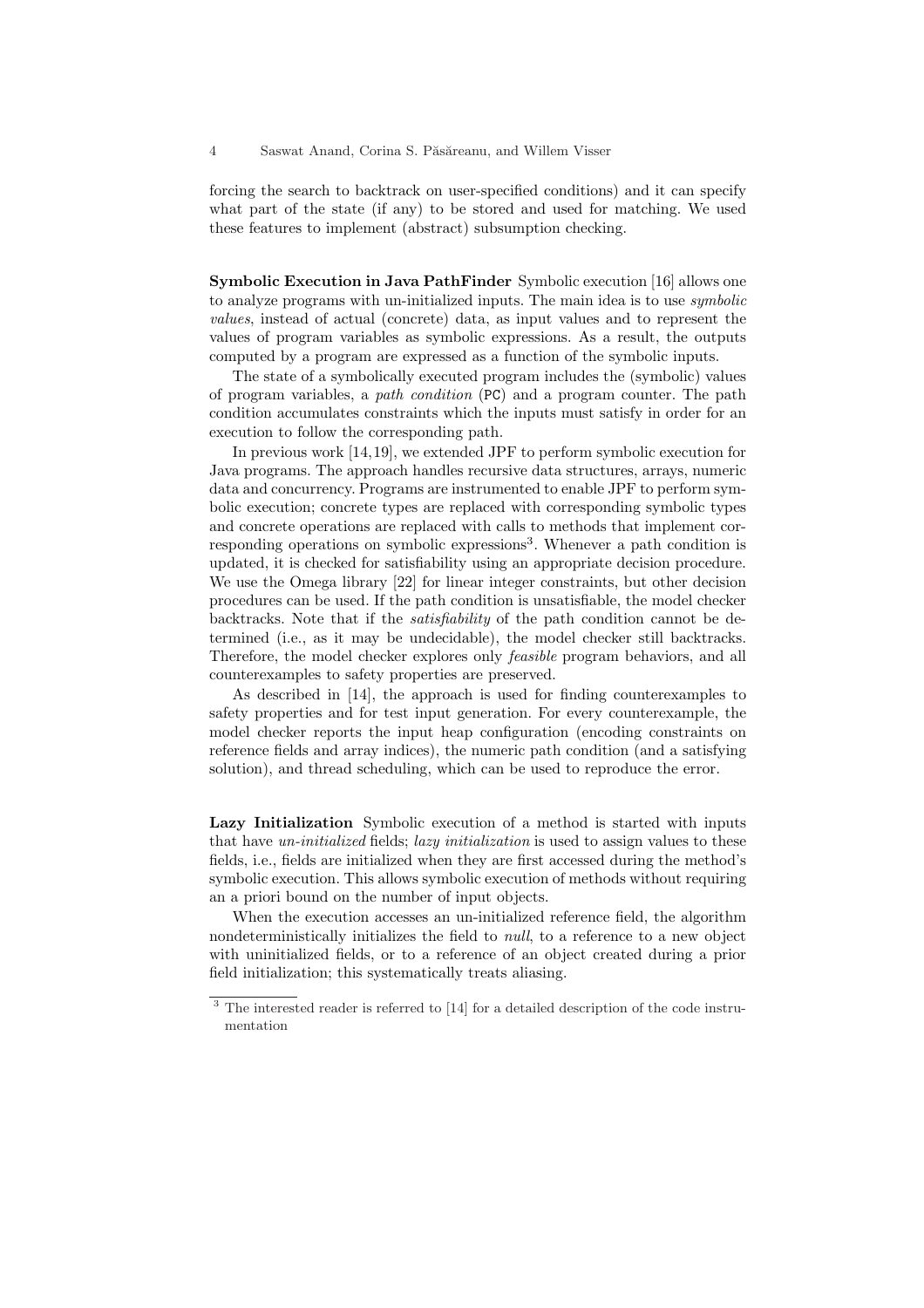forcing the search to backtrack on user-specified conditions) and it can specify what part of the state (if any) to be stored and used for matching. We used these features to implement (abstract) subsumption checking.

**Symbolic Execution in Java PathFinder** Symbolic execution [16] allows one to analyze programs with un-initialized inputs. The main idea is to use *symbolic values*, instead of actual (concrete) data, as input values and to represent the values of program variables as symbolic expressions. As a result, the outputs computed by a program are expressed as a function of the symbolic inputs.

The state of a symbolically executed program includes the (symbolic) values of program variables, a *path condition* (PC) and a program counter. The path condition accumulates constraints which the inputs must satisfy in order for an execution to follow the corresponding path.

In previous work [14,19], we extended JPF to perform symbolic execution for Java programs. The approach handles recursive data structures, arrays, numeric data and concurrency. Programs are instrumented to enable JPF to perform symbolic execution; concrete types are replaced with corresponding symbolic types and concrete operations are replaced with calls to methods that implement corresponding operations on symbolic expressions[3]. Whenever a path condition is updated, it is checked for satisfiability using an appropriate decision procedure. We use the Omega library [22] for linear integer constraints, but other decision procedures can be used. If the path condition is unsatisfiable, the model checker backtracks. Note that if the *satisfiability* of the path condition cannot be determined (i.e., as it may be undecidable), the model checker still backtracks. Therefore, the model checker explores only *feasible* program behaviors, and all counterexamples to safety properties are preserved.

As described in [14], the approach is used for finding counterexamples to safety properties and for test input generation. For every counterexample, the model checker reports the input heap configuration (encoding constraints on reference fields and array indices), the numeric path condition (and a satisfying solution), and thread scheduling, which can be used to reproduce the error.

**Lazy Initialization** Symbolic execution of a method is started with inputs that have *un-initialized* fields; *lazy initialization* is used to assign values to these fields, i.e., fields are initialized when they are first accessed during the method's symbolic execution. This allows symbolic execution of methods without requiring an a priori bound on the number of input objects.

When the execution accesses an un-initialized reference field, the algorithm nondeterministically initializes the field to *null*, to a reference to a new object with uninitialized fields, or to a reference of an object created during a prior field initialization; this systematically treats aliasing.

[3] The interested reader is referred to [14] for a detailed description of the code instrumentation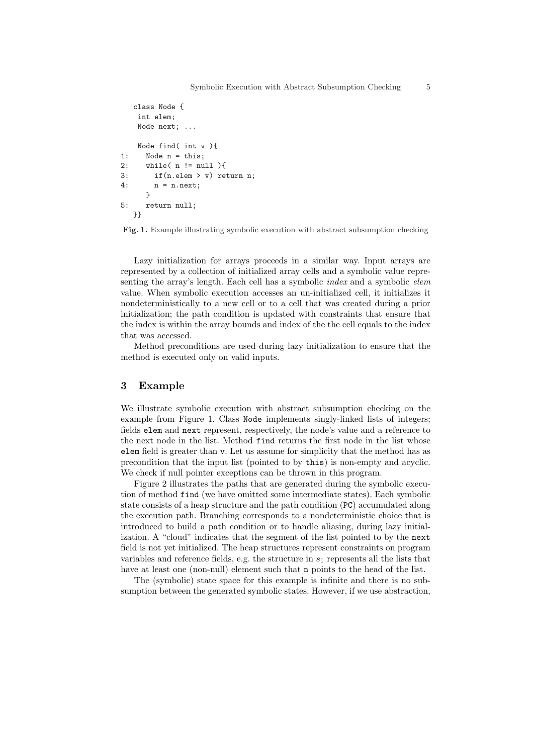```
   class Node {
    int elem;
    Node next; ...

    Node find( int v ){
1:    Node n = this;
2:    while( n != null ){
3:      if(n.elem > v) return n;
4:      n = n.next;
      }
5:    return null;
  }}
```

**Fig. 1.** Example illustrating symbolic execution with abstract subsumption checking

Lazy initialization for arrays proceeds in a similar way. Input arrays are represented by a collection of initialized array cells and a symbolic value representing the array's length. Each cell has a symbolic *index* and a symbolic *elem* value. When symbolic execution accesses an un-initialized cell, it initializes it nondeterministically to a new cell or to a cell that was created during a prior initialization; the path condition is updated with constraints that ensure that the index is within the array bounds and index of the the cell equals to the index that was accessed.

Method preconditions are used during lazy initialization to ensure that the method is executed only on valid inputs.

## 3 Example

We illustrate symbolic execution with abstract subsumption checking on the example from Figure 1. Class `Node` implements singly-linked lists of integers; fields `elem` and `next` represent, respectively, the node's value and a reference to the next node in the list. Method `find` returns the first node in the list whose `elem` field is greater than `v`. Let us assume for simplicity that the method has as precondition that the input list (pointed to by `this`) is non-empty and acyclic. We check if null pointer exceptions can be thrown in this program.

Figure 2 illustrates the paths that are generated during the symbolic execution of method `find` (we have omitted some intermediate states). Each symbolic state consists of a heap structure and the path condition (`PC`) accumulated along the execution path. Branching corresponds to a nondeterministic choice that is introduced to build a path condition or to handle aliasing, during lazy initialization. A "cloud" indicates that the segment of the list pointed to by the `next` field is not yet initialized. The heap structures represent constraints on program variables and reference fields, e.g. the structure in $s_1$ represents all the lists that have at least one (non-null) element such that `n` points to the head of the list.

The (symbolic) state space for this example is infinite and there is no subsumption between the generated symbolic states. However, if we use abstraction,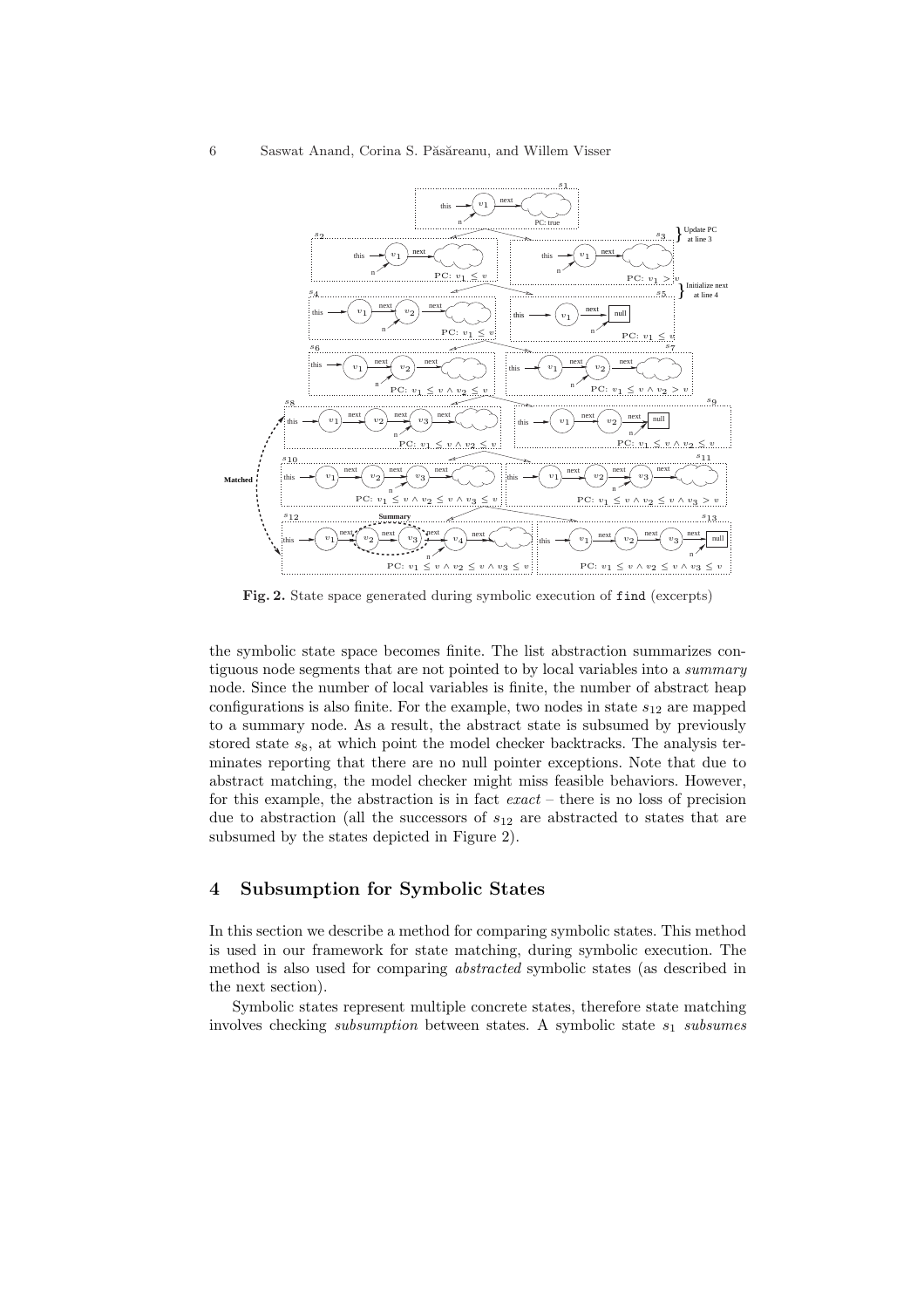**Fig. 2.** State space generated during symbolic execution of `find` (excerpts)

the symbolic state space becomes finite. The list abstraction summarizes contiguous node segments that are not pointed to by local variables into a *summary* node. Since the number of local variables is finite, the number of abstract heap configurations is also finite. For the example, two nodes in state $s_{12}$ are mapped to a summary node. As a result, the abstract state is subsumed by previously stored state $s_8$, at which point the model checker backtracks. The analysis terminates reporting that there are no null pointer exceptions. Note that due to abstract matching, the model checker might miss feasible behaviors. However, for this example, the abstraction is in fact *exact* – there is no loss of precision due to abstraction (all the successors of $s_{12}$ are abstracted to states that are subsumed by the states depicted in Figure 2).

## 4 Subsumption for Symbolic States

In this section we describe a method for comparing symbolic states. This method is used in our framework for state matching, during symbolic execution. The method is also used for comparing *abstracted* symbolic states (as described in the next section).

Symbolic states represent multiple concrete states, therefore state matching involves checking *subsumption* between states. A symbolic state $s_1$ *subsumes*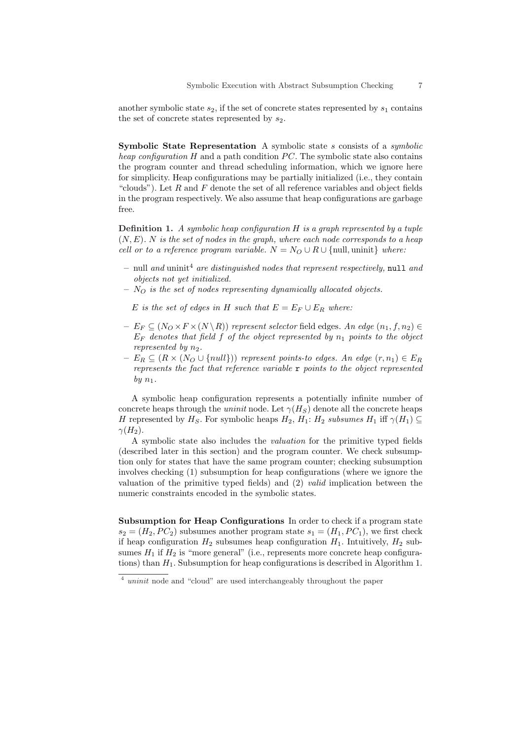another symbolic state $s_2$, if the set of concrete states represented by $s_1$ contains the set of concrete states represented by $s_2$.

**Symbolic State Representation** A symbolic state $s$ consists of a *symbolic heap configuration* $H$ and a path condition $PC$. The symbolic state also contains the program counter and thread scheduling information, which we ignore here for simplicity. Heap configurations may be partially initialized (i.e., they contain "clouds"). Let $R$ and $F$ denote the set of all reference variables and object fields in the program respectively. We also assume that heap configurations are garbage free.

**Definition 1.** *A symbolic heap configuration $H$ is a graph represented by a tuple $(N, E)$. $N$ is the set of nodes in the graph, where each node corresponds to a heap cell or to a reference program variable.* $N = N_O \cup R \cup \{\text{null}, \text{uninit}\}$ *where:*

- null *and* uninit[4] *are distinguished nodes that represent respectively,* `null` *and objects not yet initialized.*
- $N_O$ *is the set of nodes representing dynamically allocated objects.*

  $E$ *is the set of edges in $H$ such that* $E = E_F \cup E_R$ *where:*

- $E_F \subseteq (N_O \times F \times (N \setminus R))$ *represent selector* field edges. *An edge* $(n_1, f, n_2) \in E_F$ *denotes that field $f$ of the object represented by $n_1$ points to the object represented by $n_2$.*
- $E_R \subseteq (R \times (N_O \cup \{null\}))$ *represent points-to edges. An edge* $(r, n_1) \in E_R$ *represents the fact that reference variable* `r` *points to the object represented by $n_1$.*

A symbolic heap configuration represents a potentially infinite number of concrete heaps through the *uninit* node. Let $\gamma(H_S)$ denote all the concrete heaps $H$ represented by $H_S$. For symbolic heaps $H_2$, $H_1$: $H_2$ *subsumes* $H_1$ iff $\gamma(H_1) \subseteq \gamma(H_2)$.

A symbolic state also includes the *valuation* for the primitive typed fields (described later in this section) and the program counter. We check subsumption only for states that have the same program counter; checking subsumption involves checking (1) subsumption for heap configurations (where we ignore the valuation of the primitive typed fields) and (2) *valid* implication between the numeric constraints encoded in the symbolic states.

**Subsumption for Heap Configurations** In order to check if a program state $s_2 = (H_2, PC_2)$ subsumes another program state $s_1 = (H_1, PC_1)$, we first check if heap configuration $H_2$ subsumes heap configuration $H_1$. Intuitively, $H_2$ subsumes $H_1$ if $H_2$ is "more general" (i.e., represents more concrete heap configurations) than $H_1$. Subsumption for heap configurations is described in Algorithm 1.

[4] *uninit* node and "cloud" are used interchangeably throughout the paper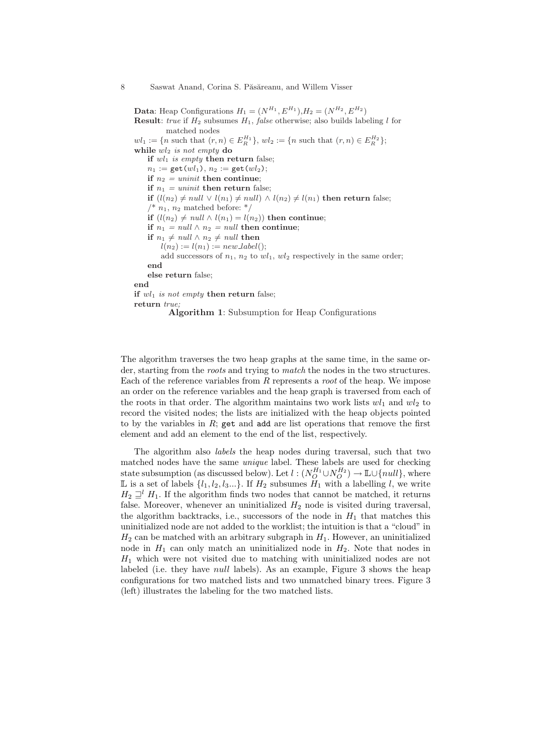**Data**: Heap Configurations $H_1 = (N^{H_1}, E^{H_1})$,$H_2 = (N^{H_2}, E^{H_2})$
**Result**: *true* if $H_2$ subsumes $H_1$, *false* otherwise; also builds labeling $l$ for matched nodes

```
wl1 := {n such that (r, n) ∈ E_R^{H1}}, wl2 := {n such that (r, n) ∈ E_R^{H2}};
while wl2 is not empty do
    if wl1 is empty then return false;
    n1 := get(wl1), n2 := get(wl2);
    if n2 = uninit then continue;
    if n1 = uninit then return false;
    if (l(n2) ≠ null ∨ l(n1) ≠ null) ∧ l(n2) ≠ l(n1) then return false;
    /* n1, n2 matched before: */
    if (l(n2) ≠ null ∧ l(n1) = l(n2)) then continue;
    if n1 = null ∧ n2 = null then continue;
    if n1 ≠ null ∧ n2 ≠ null then
        l(n2) := l(n1) := new_label();
        add successors of n1, n2 to wl1, wl2 respectively in the same order;
    end
    else return false;
end
if wl1 is not empty then return false;
return true;
```

**Algorithm 1**: Subsumption for Heap Configurations

The algorithm traverses the two heap graphs at the same time, in the same order, starting from the *roots* and trying to *match* the nodes in the two structures. Each of the reference variables from $R$ represents a *root* of the heap. We impose an order on the reference variables and the heap graph is traversed from each of the roots in that order. The algorithm maintains two work lists $wl_1$ and $wl_2$ to record the visited nodes; the lists are initialized with the heap objects pointed to by the variables in $R$; `get` and `add` are list operations that remove the first element and add an element to the end of the list, respectively.

The algorithm also *labels* the heap nodes during traversal, such that two matched nodes have the same *unique* label. These labels are used for checking state subsumption (as discussed below). Let $l : (N_O^{H_1} \cup N_O^{H_2}) \rightarrow \mathbb{L} \cup \{null\}$, where $\mathbb{L}$ is a set of labels $\{l_1, l_2, l_3...\}$. If $H_2$ subsumes $H_1$ with a labelling $l$, we write $H_2 \sqsupseteq^l H_1$. If the algorithm finds two nodes that cannot be matched, it returns false. Moreover, whenever an uninitialized $H_2$ node is visited during traversal, the algorithm backtracks, i.e., successors of the node in $H_1$ that matches this uninitialized node are not added to the worklist; the intuition is that a "cloud" in $H_2$ can be matched with an arbitrary subgraph in $H_1$. However, an uninitialized node in $H_1$ can only match an uninitialized node in $H_2$. Note that nodes in $H_1$ which were not visited due to matching with uninitialized nodes are not labeled (i.e. they have *null* labels). As an example, Figure 3 shows the heap configurations for two matched lists and two unmatched binary trees. Figure 3 (left) illustrates the labeling for the two matched lists.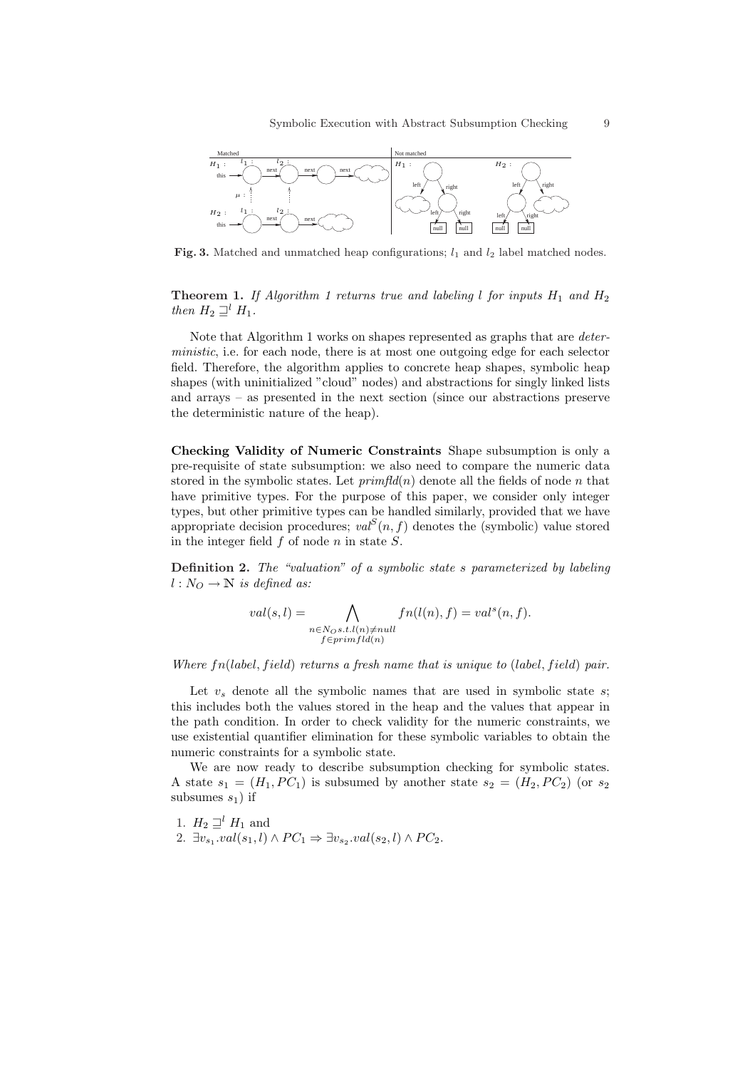**Fig. 3.** Matched and unmatched heap configurations; $l_1$ and $l_2$ label matched nodes.

**Theorem 1.** *If Algorithm 1 returns true and labeling $l$ for inputs $H_1$ and $H_2$ then $H_2 \sqsupseteq^l H_1$.*

Note that Algorithm 1 works on shapes represented as graphs that are *deterministic*, i.e. for each node, there is at most one outgoing edge for each selector field. Therefore, the algorithm applies to concrete heap shapes, symbolic heap shapes (with uninitialized "cloud" nodes) and abstractions for singly linked lists and arrays – as presented in the next section (since our abstractions preserve the deterministic nature of the heap).

**Checking Validity of Numeric Constraints** Shape subsumption is only a pre-requisite of state subsumption: we also need to compare the numeric data stored in the symbolic states. Let $primfld(n)$ denote all the fields of node $n$ that have primitive types. For the purpose of this paper, we consider only integer types, but other primitive types can be handled similarly, provided that we have appropriate decision procedures; $val^S(n, f)$ denotes the (symbolic) value stored in the integer field $f$ of node $n$ in state $S$.

**Definition 2.** *The "valuation" of a symbolic state $s$ parameterized by labeling $l : N_O \rightarrow \mathbb{N}$ is defined as:*

$$val(s, l) = \bigwedge_{\substack{n \in N_O s.t. l(n) \neq null \\ f \in primfld(n)}} fn(l(n), f) = val^s(n, f).$$

*Where $fn(label, field)$ returns a fresh name that is unique to $(label, field)$ pair.*

Let $v_s$ denote all the symbolic names that are used in symbolic state $s$; this includes both the values stored in the heap and the values that appear in the path condition. In order to check validity for the numeric constraints, we use existential quantifier elimination for these symbolic variables to obtain the numeric constraints for a symbolic state.

We are now ready to describe subsumption checking for symbolic states. A state $s_1 = (H_1, PC_1)$ is subsumed by another state $s_2 = (H_2, PC_2)$ (or $s_2$ subsumes $s_1$) if

1. $H_2 \sqsupseteq^l H_1$ and
2. $\exists v_{s_1}.val(s_1, l) \wedge PC_1 \Rightarrow \exists v_{s_2}.val(s_2, l) \wedge PC_2$.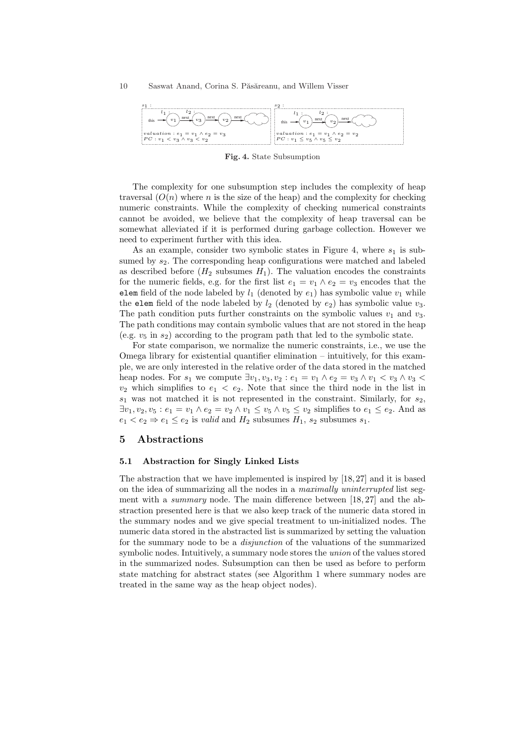**Fig. 4.** State Subsumption

The complexity for one subsumption step includes the complexity of heap traversal ($O(n)$ where $n$ is the size of the heap) and the complexity for checking numeric constraints. While the complexity of checking numerical constraints cannot be avoided, we believe that the complexity of heap traversal can be somewhat alleviated if it is performed during garbage collection. However we need to experiment further with this idea.

As an example, consider two symbolic states in Figure 4, where $s_1$ is subsumed by $s_2$. The corresponding heap configurations were matched and labeled as described before ($H_2$ subsumes $H_1$). The valuation encodes the constraints for the numeric fields, e.g. for the first list $e_1 = v_1 \wedge e_2 = v_3$ encodes that the `elem` field of the node labeled by $l_1$ (denoted by $e_1$) has symbolic value $v_1$ while the `elem` field of the node labeled by $l_2$ (denoted by $e_2$) has symbolic value $v_3$. The path condition puts further constraints on the symbolic values $v_1$ and $v_3$. The path conditions may contain symbolic values that are not stored in the heap (e.g. $v_5$ in $s_2$) according to the program path that led to the symbolic state.

For state comparison, we normalize the numeric constraints, i.e., we use the Omega library for existential quantifier elimination – intuitively, for this example, we are only interested in the relative order of the data stored in the matched heap nodes. For $s_1$ we compute $\exists v_1, v_3, v_2 : e_1 = v_1 \wedge e_2 = v_3 \wedge v_1 < v_3 \wedge v_3 < v_2$ which simplifies to $e_1 < e_2$. Note that since the third node in the list in $s_1$ was not matched it is not represented in the constraint. Similarly, for $s_2$, $\exists v_1, v_2, v_5 : e_1 = v_1 \wedge e_2 = v_2 \wedge v_1 \leq v_5 \wedge v_5 \leq v_2$ simplifies to $e_1 \leq e_2$. And as $e_1 < e_2 \Rightarrow e_1 \leq e_2$ is *valid* and $H_2$ subsumes $H_1$, $s_2$ subsumes $s_1$.

## 5 Abstractions

### 5.1 Abstraction for Singly Linked Lists

The abstraction that we have implemented is inspired by [18, 27] and it is based on the idea of summarizing all the nodes in a *maximally uninterrupted* list segment with a *summary* node. The main difference between [18, 27] and the abstraction presented here is that we also keep track of the numeric data stored in the summary nodes and we give special treatment to un-initialized nodes. The numeric data stored in the abstracted list is summarized by setting the valuation for the summary node to be a *disjunction* of the valuations of the summarized symbolic nodes. Intuitively, a summary node stores the *union* of the values stored in the summarized nodes. Subsumption can then be used as before to perform state matching for abstract states (see Algorithm 1 where summary nodes are treated in the same way as the heap object nodes).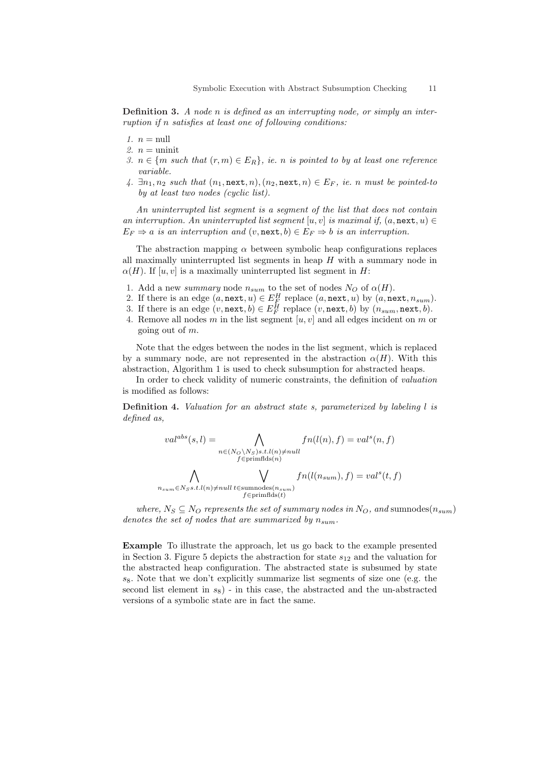**Definition 3.** *A node $n$ is defined as an interrupting node, or simply an interruption if $n$ satisfies at least one of following conditions:*

1. $n = \text{null}$
2. $n = \text{uninit}$
3. $n \in \{m$ *such that* $(r, m) \in E_R\}$*, ie. $n$ is pointed to by at least one reference variable.*
4. $\exists n_1, n_2$ *such that* $(n_1, \texttt{next}, n), (n_2, \texttt{next}, n) \in E_F$*, ie. $n$ must be pointed-to by at least two nodes (cyclic list).*

*An uninterrupted list segment is a segment of the list that does not contain an interruption. An uninterrupted list segment $[u, v]$ is maximal if, $(a, \texttt{next}, u) \in E_F \Rightarrow a$ is an interruption and $(v, \texttt{next}, b) \in E_F \Rightarrow b$ is an interruption.*

The abstraction mapping $\alpha$ between symbolic heap configurations replaces all maximally uninterrupted list segments in heap $H$ with a summary node in $\alpha(H)$. If $[u, v]$ is a maximally uninterrupted list segment in $H$:

1. Add a new *summary* node $n_{sum}$ to the set of nodes $N_O$ of $\alpha(H)$.
2. If there is an edge $(a, \texttt{next}, u) \in E_F^H$ replace $(a, \texttt{next}, u)$ by $(a, \texttt{next}, n_{sum})$.
3. If there is an edge $(v, \texttt{next}, b) \in E_F^H$ replace $(v, \texttt{next}, b)$ by $(n_{sum}, \texttt{next}, b)$.
4. Remove all nodes $m$ in the list segment $[u, v]$ and all edges incident on $m$ or going out of $m$.

Note that the edges between the nodes in the list segment, which is replaced by a summary node, are not represented in the abstraction $\alpha(H)$. With this abstraction, Algorithm 1 is used to check subsumption for abstracted heaps.

In order to check validity of numeric constraints, the definition of *valuation* is modified as follows:

**Definition 4.** *Valuation for an abstract state $s$, parameterized by labeling $l$ is defined as,*

$$val^{abs}(s, l) = \bigwedge_{\substack{n \in (N_O \setminus N_S) s.t. l(n) \neq null \\ f \in \text{primflds}(n)}} fn(l(n), f) = val^s(n, f)$$

$$\bigwedge_{n_{sum} \in N_S s.t. l(n) \neq null} \bigvee_{\substack{t \in \text{sumnodes}(n_{sum}) \\ f \in \text{primflds}(t)}} fn(l(n_{sum}), f) = val^s(t, f)$$

*where, $N_S \subseteq N_O$ represents the set of summary nodes in $N_O$, and $\text{sumnodes}(n_{sum})$ denotes the set of nodes that are summarized by $n_{sum}$.*

**Example** To illustrate the approach, let us go back to the example presented in Section 3. Figure 5 depicts the abstraction for state $s_{12}$ and the valuation for the abstracted heap configuration. The abstracted state is subsumed by state $s_8$. Note that we don't explicitly summarize list segments of size one (e.g. the second list element in $s_8$) - in this case, the abstracted and the un-abstracted versions of a symbolic state are in fact the same.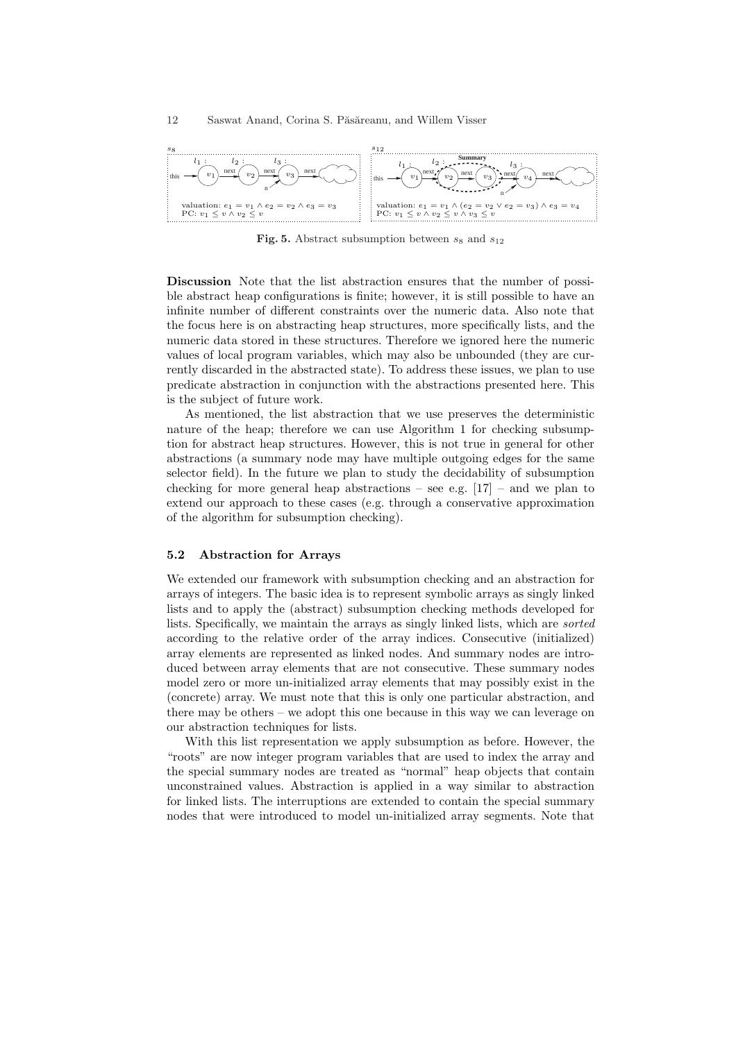$s_8$

$l_1:$ $l_2:$ $l_3:$

this next next next

$v_1$ $v_2$ $v_3$

n

valuation: $e_1 = v_1 \wedge e_2 = v_2 \wedge e_3 = v_3$
PC: $v_1 \leq v \wedge v_2 \leq v$

$s_{12}$

$l_1:$ $l_2:$ Summary $l_3:$

this next next next next

$v_1$ $v_2$ $v_3$ $v_4$

n

valuation: $e_1 = v_1 \wedge (e_2 = v_2 \vee e_2 = v_3) \wedge e_3 = v_4$
PC: $v_1 \leq v \wedge v_2 \leq v \wedge v_3 \leq v$

**Fig. 5.** Abstract subsumption between $s_8$ and $s_{12}$

**Discussion** Note that the list abstraction ensures that the number of possible abstract heap configurations is finite; however, it is still possible to have an infinite number of different constraints over the numeric data. Also note that the focus here is on abstracting heap structures, more specifically lists, and the numeric data stored in these structures. Therefore we ignored here the numeric values of local program variables, which may also be unbounded (they are currently discarded in the abstracted state). To address these issues, we plan to use predicate abstraction in conjunction with the abstractions presented here. This is the subject of future work.

As mentioned, the list abstraction that we use preserves the deterministic nature of the heap; therefore we can use Algorithm 1 for checking subsumption for abstract heap structures. However, this is not true in general for other abstractions (a summary node may have multiple outgoing edges for the same selector field). In the future we plan to study the decidability of subsumption checking for more general heap abstractions – see e.g. [17] – and we plan to extend our approach to these cases (e.g. through a conservative approximation of the algorithm for subsumption checking).

### 5.2 Abstraction for Arrays

We extended our framework with subsumption checking and an abstraction for arrays of integers. The basic idea is to represent symbolic arrays as singly linked lists and to apply the (abstract) subsumption checking methods developed for lists. Specifically, we maintain the arrays as singly linked lists, which are *sorted* according to the relative order of the array indices. Consecutive (initialized) array elements are represented as linked nodes. And summary nodes are introduced between array elements that are not consecutive. These summary nodes model zero or more un-initialized array elements that may possibly exist in the (concrete) array. We must note that this is only one particular abstraction, and there may be others – we adopt this one because in this way we can leverage on our abstraction techniques for lists.

With this list representation we apply subsumption as before. However, the "roots" are now integer program variables that are used to index the array and the special summary nodes are treated as "normal" heap objects that contain unconstrained values. Abstraction is applied in a way similar to abstraction for linked lists. The interruptions are extended to contain the special summary nodes that were introduced to model un-initialized array segments. Note that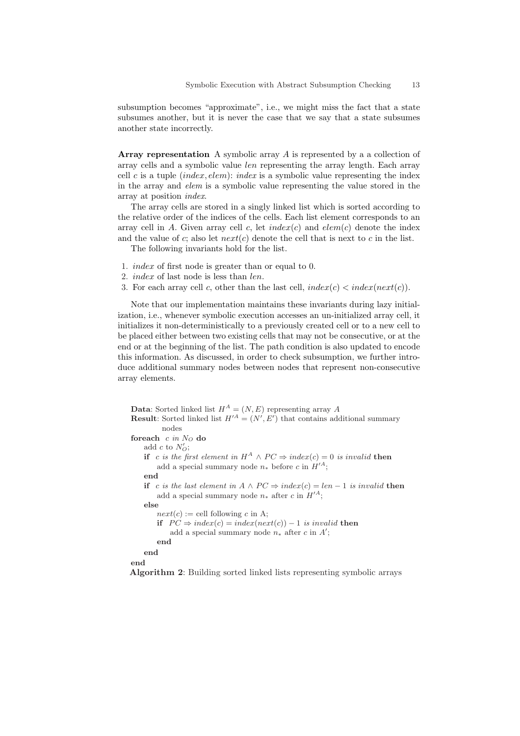subsumption becomes "approximate", i.e., we might miss the fact that a state subsumes another, but it is never the case that we say that a state subsumes another state incorrectly.

**Array representation** A symbolic array $A$ is represented by a a collection of array cells and a symbolic value $len$ representing the array length. Each array cell $c$ is a tuple $(index, elem)$: $index$ is a symbolic value representing the index in the array and $elem$ is a symbolic value representing the value stored in the array at position $index$.

The array cells are stored in a singly linked list which is sorted according to the relative order of the indices of the cells. Each list element corresponds to an array cell in $A$. Given array cell $c$, let $index(c)$ and $elem(c)$ denote the index and the value of $c$; also let $next(c)$ denote the cell that is next to $c$ in the list.

The following invariants hold for the list.

1. $index$ of first node is greater than or equal to 0.
2. $index$ of last node is less than $len$.
3. For each array cell $c$, other than the last cell, $index(c) < index(next(c))$.

Note that our implementation maintains these invariants during lazy initialization, i.e., whenever symbolic execution accesses an un-initialized array cell, it initializes it non-deterministically to a previously created cell or to a new cell to be placed either between two existing cells that may not be consecutive, or at the end or at the beginning of the list. The path condition is also updated to encode this information. As discussed, in order to check subsumption, we further introduce additional summary nodes between nodes that represent non-consecutive array elements.

```
Data: Sorted linked list H^A = (N, E) representing array A
Result: Sorted linked list H'^A = (N', E') that contains additional summary
        nodes
foreach c in N_O do
    add c to N'_O;
    if c is the first element in H^A ∧ PC ⇒ index(c) = 0 is invalid then
        add a special summary node n_* before c in H'^A;
    end
    if c is the last element in A ∧ PC ⇒ index(c) = len − 1 is invalid then
        add a special summary node n_* after c in H'^A;
    else
        next(c) := cell following c in A;
        if PC ⇒ index(c) = index(next(c)) − 1 is invalid then
            add a special summary node n_* after c in A';
        end
    end
end
```

**Algorithm 2**: Building sorted linked lists representing symbolic arrays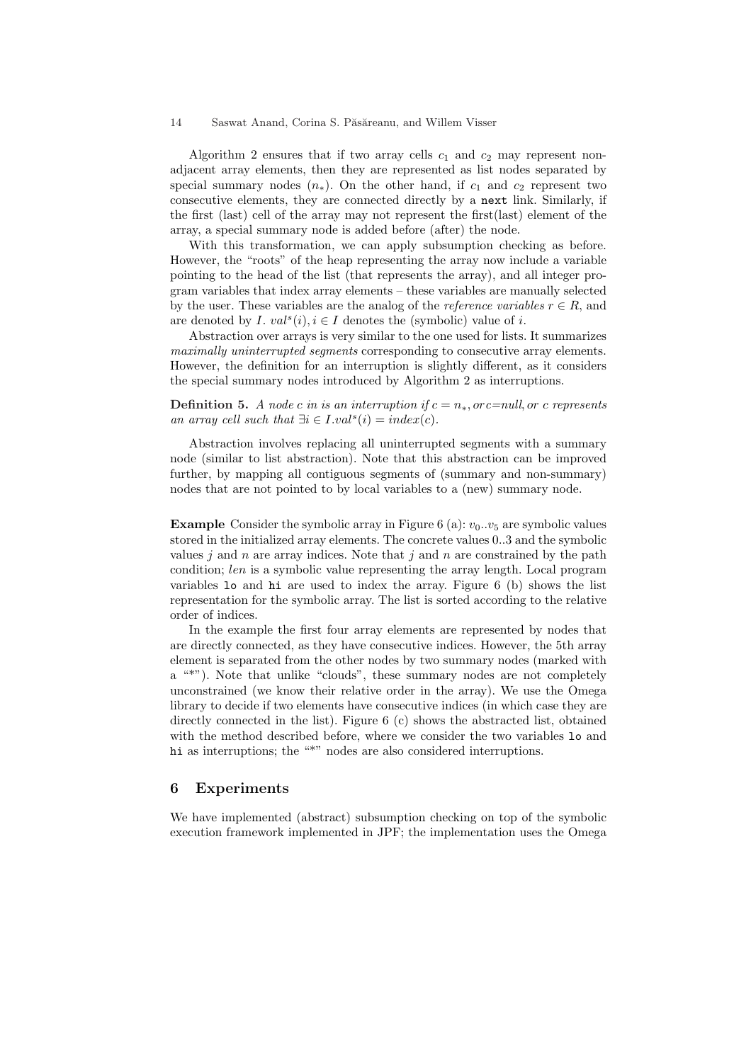Algorithm 2 ensures that if two array cells $c_1$ and $c_2$ may represent non-adjacent array elements, then they are represented as list nodes separated by special summary nodes ($n_*$). On the other hand, if $c_1$ and $c_2$ represent two consecutive elements, they are connected directly by a `next` link. Similarly, if the first (last) cell of the array may not represent the first(last) element of the array, a special summary node is added before (after) the node.

With this transformation, we can apply subsumption checking as before. However, the "roots" of the heap representing the array now include a variable pointing to the head of the list (that represents the array), and all integer program variables that index array elements – these variables are manually selected by the user. These variables are the analog of the *reference variables* $r \in R$, and are denoted by $I$. $val^s(i), i \in I$ denotes the (symbolic) value of $i$.

Abstraction over arrays is very similar to the one used for lists. It summarizes *maximally uninterrupted segments* corresponding to consecutive array elements. However, the definition for an interruption is slightly different, as it considers the special summary nodes introduced by Algorithm 2 as interruptions.

**Definition 5.** *A node c in is an interruption if $c = n_*$, or $c$=null, or c represents an array cell such that $\exists i \in I.val^s(i) = index(c)$.*

Abstraction involves replacing all uninterrupted segments with a summary node (similar to list abstraction). Note that this abstraction can be improved further, by mapping all contiguous segments of (summary and non-summary) nodes that are not pointed to by local variables to a (new) summary node.

**Example** Consider the symbolic array in Figure 6 (a): $v_0..v_5$ are symbolic values stored in the initialized array elements. The concrete values 0..3 and the symbolic values $j$ and $n$ are array indices. Note that $j$ and $n$ are constrained by the path condition; $len$ is a symbolic value representing the array length. Local program variables `lo` and `hi` are used to index the array. Figure 6 (b) shows the list representation for the symbolic array. The list is sorted according to the relative order of indices.

In the example the first four array elements are represented by nodes that are directly connected, as they have consecutive indices. However, the 5th array element is separated from the other nodes by two summary nodes (marked with a "*"). Note that unlike "clouds", these summary nodes are not completely unconstrained (we know their relative order in the array). We use the Omega library to decide if two elements have consecutive indices (in which case they are directly connected in the list). Figure 6 (c) shows the abstracted list, obtained with the method described before, where we consider the two variables `lo` and `hi` as interruptions; the "*" nodes are also considered interruptions.

## 6 Experiments

We have implemented (abstract) subsumption checking on top of the symbolic execution framework implemented in JPF; the implementation uses the Omega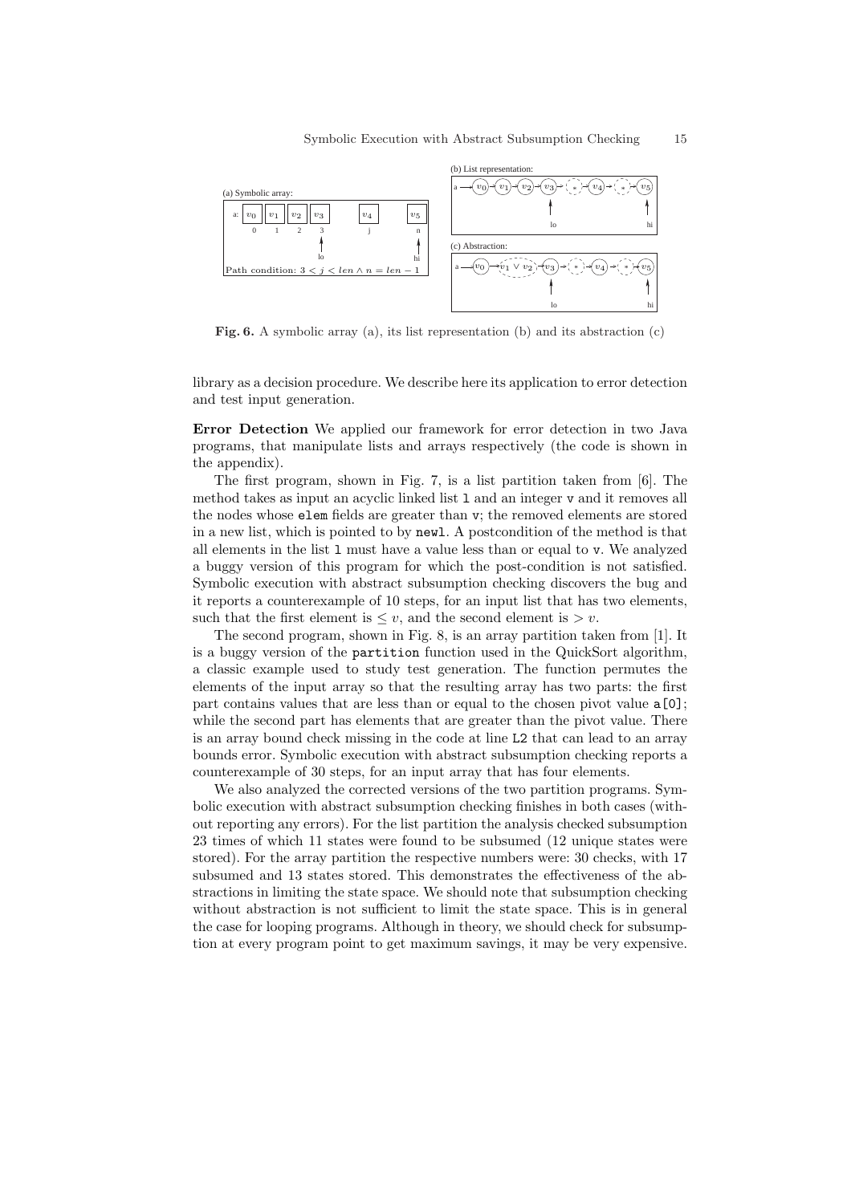**Fig. 6.** A symbolic array (a), its list representation (b) and its abstraction (c)

library as a decision procedure. We describe here its application to error detection and test input generation.

**Error Detection** We applied our framework for error detection in two Java programs, that manipulate lists and arrays respectively (the code is shown in the appendix).

The first program, shown in Fig. 7, is a list partition taken from [6]. The method takes as input an acyclic linked list `l` and an integer `v` and it removes all the nodes whose `elem` fields are greater than `v`; the removed elements are stored in a new list, which is pointed to by `newl`. A postcondition of the method is that all elements in the list `l` must have a value less than or equal to `v`. We analyzed a buggy version of this program for which the post-condition is not satisfied. Symbolic execution with abstract subsumption checking discovers the bug and it reports a counterexample of 10 steps, for an input list that has two elements, such that the first element is $\leq v$, and the second element is $> v$.

The second program, shown in Fig. 8, is an array partition taken from [1]. It is a buggy version of the `partition` function used in the QuickSort algorithm, a classic example used to study test generation. The function permutes the elements of the input array so that the resulting array has two parts: the first part contains values that are less than or equal to the chosen pivot value `a[0]`; while the second part has elements that are greater than the pivot value. There is an array bound check missing in the code at line `L2` that can lead to an array bounds error. Symbolic execution with abstract subsumption checking reports a counterexample of 30 steps, for an input array that has four elements.

We also analyzed the corrected versions of the two partition programs. Symbolic execution with abstract subsumption checking finishes in both cases (without reporting any errors). For the list partition the analysis checked subsumption 23 times of which 11 states were found to be subsumed (12 unique states were stored). For the array partition the respective numbers were: 30 checks, with 17 subsumed and 13 states stored. This demonstrates the effectiveness of the abstractions in limiting the state space. We should note that subsumption checking without abstraction is not sufficient to limit the state space. This is in general the case for looping programs. Although in theory, we should check for subsumption at every program point to get maximum savings, it may be very expensive.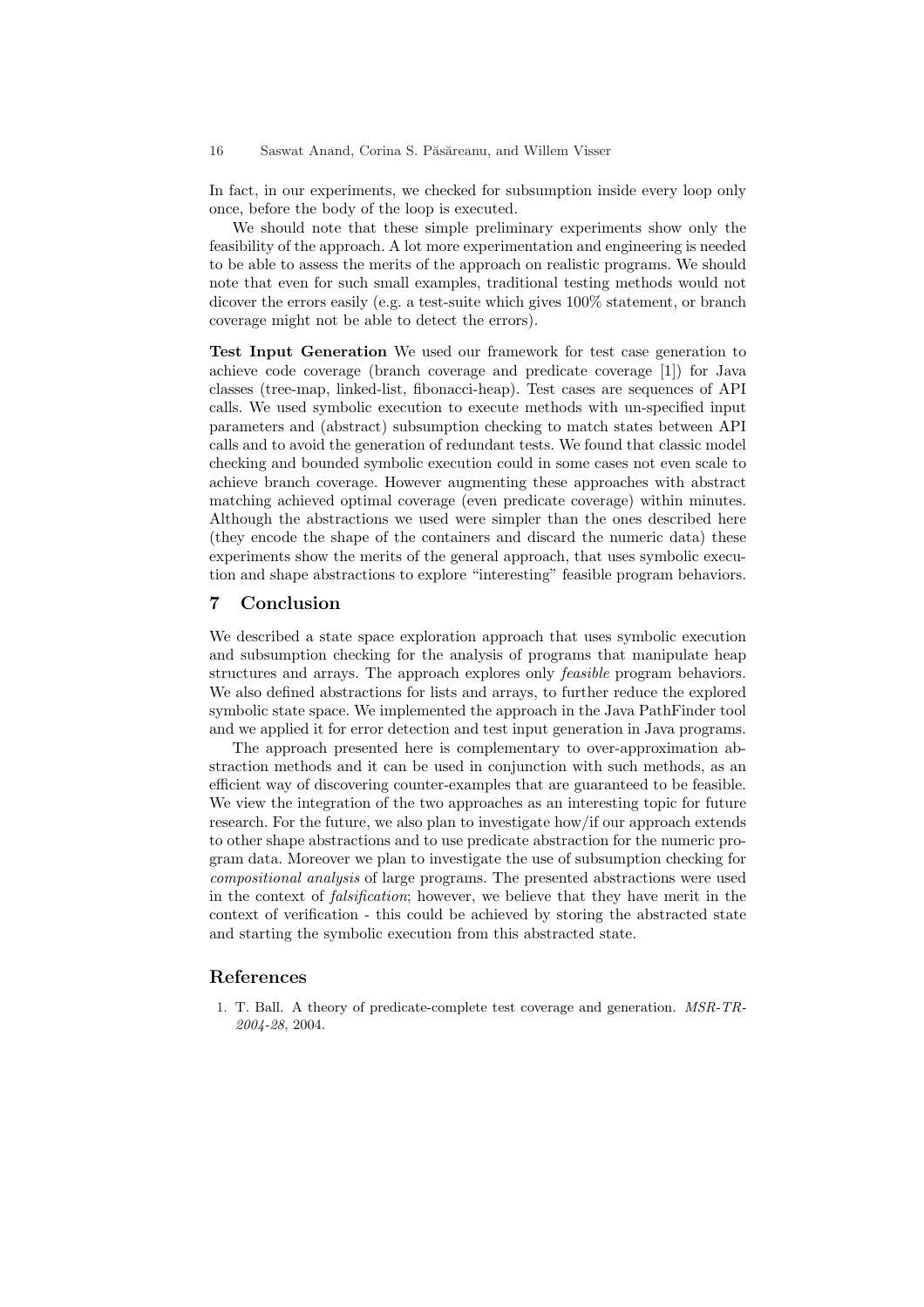In fact, in our experiments, we checked for subsumption inside every loop only once, before the body of the loop is executed.

We should note that these simple preliminary experiments show only the feasibility of the approach. A lot more experimentation and engineering is needed to be able to assess the merits of the approach on realistic programs. We should note that even for such small examples, traditional testing methods would not dicover the errors easily (e.g. a test-suite which gives 100% statement, or branch coverage might not be able to detect the errors).

**Test Input Generation** We used our framework for test case generation to achieve code coverage (branch coverage and predicate coverage [1]) for Java classes (tree-map, linked-list, fibonacci-heap). Test cases are sequences of API calls. We used symbolic execution to execute methods with un-specified input parameters and (abstract) subsumption checking to match states between API calls and to avoid the generation of redundant tests. We found that classic model checking and bounded symbolic execution could in some cases not even scale to achieve branch coverage. However augmenting these approaches with abstract matching achieved optimal coverage (even predicate coverage) within minutes. Although the abstractions we used were simpler than the ones described here (they encode the shape of the containers and discard the numeric data) these experiments show the merits of the general approach, that uses symbolic execution and shape abstractions to explore "interesting" feasible program behaviors.

## 7 Conclusion

We described a state space exploration approach that uses symbolic execution and subsumption checking for the analysis of programs that manipulate heap structures and arrays. The approach explores only *feasible* program behaviors. We also defined abstractions for lists and arrays, to further reduce the explored symbolic state space. We implemented the approach in the Java PathFinder tool and we applied it for error detection and test input generation in Java programs.

The approach presented here is complementary to over-approximation abstraction methods and it can be used in conjunction with such methods, as an efficient way of discovering counter-examples that are guaranteed to be feasible. We view the integration of the two approaches as an interesting topic for future research. For the future, we also plan to investigate how/if our approach extends to other shape abstractions and to use predicate abstraction for the numeric program data. Moreover we plan to investigate the use of subsumption checking for *compositional analysis* of large programs. The presented abstractions were used in the context of *falsification*; however, we believe that they have merit in the context of verification - this could be achieved by storing the abstracted state and starting the symbolic execution from this abstracted state.

## References

1. T. Ball. A theory of predicate-complete test coverage and generation. *MSR-TR-2004-28*, 2004.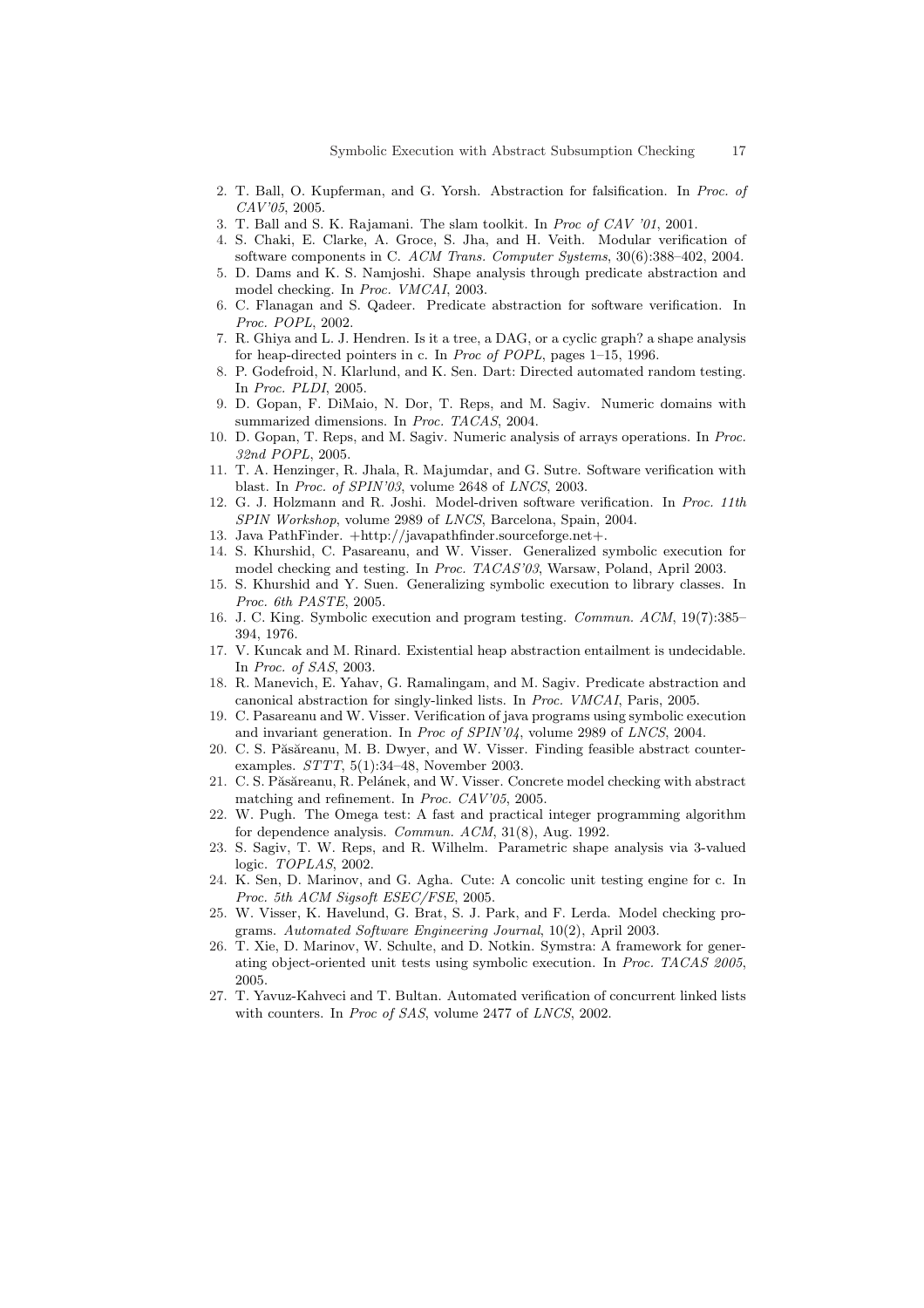2. T. Ball, O. Kupferman, and G. Yorsh. Abstraction for falsification. In *Proc. of CAV'05*, 2005.
3. T. Ball and S. K. Rajamani. The slam toolkit. In *Proc of CAV '01*, 2001.
4. S. Chaki, E. Clarke, A. Groce, S. Jha, and H. Veith. Modular verification of software components in C. *ACM Trans. Computer Systems*, 30(6):388–402, 2004.
5. D. Dams and K. S. Namjoshi. Shape analysis through predicate abstraction and model checking. In *Proc. VMCAI*, 2003.
6. C. Flanagan and S. Qadeer. Predicate abstraction for software verification. In *Proc. POPL*, 2002.
7. R. Ghiya and L. J. Hendren. Is it a tree, a DAG, or a cyclic graph? a shape analysis for heap-directed pointers in c. In *Proc of POPL*, pages 1–15, 1996.
8. P. Godefroid, N. Klarlund, and K. Sen. Dart: Directed automated random testing. In *Proc. PLDI*, 2005.
9. D. Gopan, F. DiMaio, N. Dor, T. Reps, and M. Sagiv. Numeric domains with summarized dimensions. In *Proc. TACAS*, 2004.
10. D. Gopan, T. Reps, and M. Sagiv. Numeric analysis of arrays operations. In *Proc. 32nd POPL*, 2005.
11. T. A. Henzinger, R. Jhala, R. Majumdar, and G. Sutre. Software verification with blast. In *Proc. of SPIN'03*, volume 2648 of *LNCS*, 2003.
12. G. J. Holzmann and R. Joshi. Model-driven software verification. In *Proc. 11th SPIN Workshop*, volume 2989 of *LNCS*, Barcelona, Spain, 2004.
13. Java PathFinder. +http://javapathfinder.sourceforge.net+.
14. S. Khurshid, C. Pasareanu, and W. Visser. Generalized symbolic execution for model checking and testing. In *Proc. TACAS'03*, Warsaw, Poland, April 2003.
15. S. Khurshid and Y. Suen. Generalizing symbolic execution to library classes. In *Proc. 6th PASTE*, 2005.
16. J. C. King. Symbolic execution and program testing. *Commun. ACM*, 19(7):385–394, 1976.
17. V. Kuncak and M. Rinard. Existential heap abstraction entailment is undecidable. In *Proc. of SAS*, 2003.
18. R. Manevich, E. Yahav, G. Ramalingam, and M. Sagiv. Predicate abstraction and canonical abstraction for singly-linked lists. In *Proc. VMCAI*, Paris, 2005.
19. C. Pasareanu and W. Visser. Verification of java programs using symbolic execution and invariant generation. In *Proc of SPIN'04*, volume 2989 of *LNCS*, 2004.
20. C. S. Păsăreanu, M. B. Dwyer, and W. Visser. Finding feasible abstract counter-examples. *STTT*, 5(1):34–48, November 2003.
21. C. S. Păsăreanu, R. Pelánek, and W. Visser. Concrete model checking with abstract matching and refinement. In *Proc. CAV'05*, 2005.
22. W. Pugh. The Omega test: A fast and practical integer programming algorithm for dependence analysis. *Commun. ACM*, 31(8), Aug. 1992.
23. S. Sagiv, T. W. Reps, and R. Wilhelm. Parametric shape analysis via 3-valued logic. *TOPLAS*, 2002.
24. K. Sen, D. Marinov, and G. Agha. Cute: A concolic unit testing engine for c. In *Proc. 5th ACM Sigsoft ESEC/FSE*, 2005.
25. W. Visser, K. Havelund, G. Brat, S. J. Park, and F. Lerda. Model checking programs. *Automated Software Engineering Journal*, 10(2), April 2003.
26. T. Xie, D. Marinov, W. Schulte, and D. Notkin. Symstra: A framework for generating object-oriented unit tests using symbolic execution. In *Proc. TACAS 2005*, 2005.
27. T. Yavuz-Kahveci and T. Bultan. Automated verification of concurrent linked lists with counters. In *Proc of SAS*, volume 2477 of *LNCS*, 2002.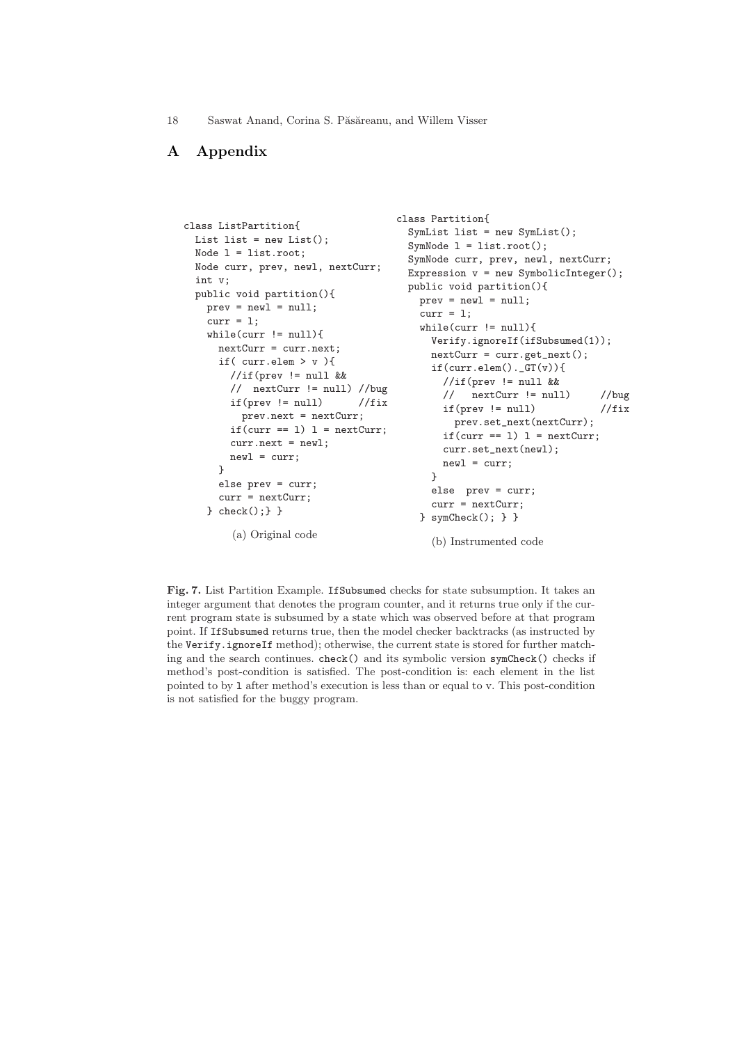# A Appendix

```
class ListPartition{
  List list = new List();
  Node l = list.root;
  Node curr, prev, newl, nextCurr;
  int v;
  public void partition(){
    prev = newl = null;
    curr = l;
    while(curr != null){
      nextCurr = curr.next;
      if( curr.elem > v ){
        //if(prev != null &&
        //  nextCurr != null) //bug
        if(prev != null)      //fix
          prev.next = nextCurr;
        if(curr == l) l = nextCurr;
        curr.next = newl;
        newl = curr;
      }
      else prev = curr;
      curr = nextCurr;
    } check();} }
```

(a) Original code

```
class Partition{
  SymList list = new SymList();
  SymNode l = list.root();
  SymNode curr, prev, newl, nextCurr;
  Expression v = new SymbolicInteger();
  public void partition(){
    prev = newl = null;
    curr = l;
    while(curr != null){
      Verify.ignoreIf(ifSubsumed(1));
      nextCurr = curr.get_next();
      if(curr.elem()._GT(v)){
        //if(prev != null &&
        //   nextCurr != null)     //bug
        if(prev != null)           //fix
          prev.set_next(nextCurr);
        if(curr == l) l = nextCurr;
        curr.set_next(newl);
        newl = curr;
      }
      else  prev = curr;
      curr = nextCurr;
    } symCheck(); } }
```

(b) Instrumented code

**Fig. 7.** List Partition Example. `IfSubsumed` checks for state subsumption. It takes an integer argument that denotes the program counter, and it returns true only if the current program state is subsumed by a state which was observed before at that program point. If `IfSubsumed` returns true, then the model checker backtracks (as instructed by the `Verify.ignoreIf` method); otherwise, the current state is stored for further matching and the search continues. `check()` and its symbolic version `symCheck()` checks if method's post-condition is satisfied. The post-condition is: each element in the list pointed to by `l` after method's execution is less than or equal to v. This post-condition is not satisfied for the buggy program.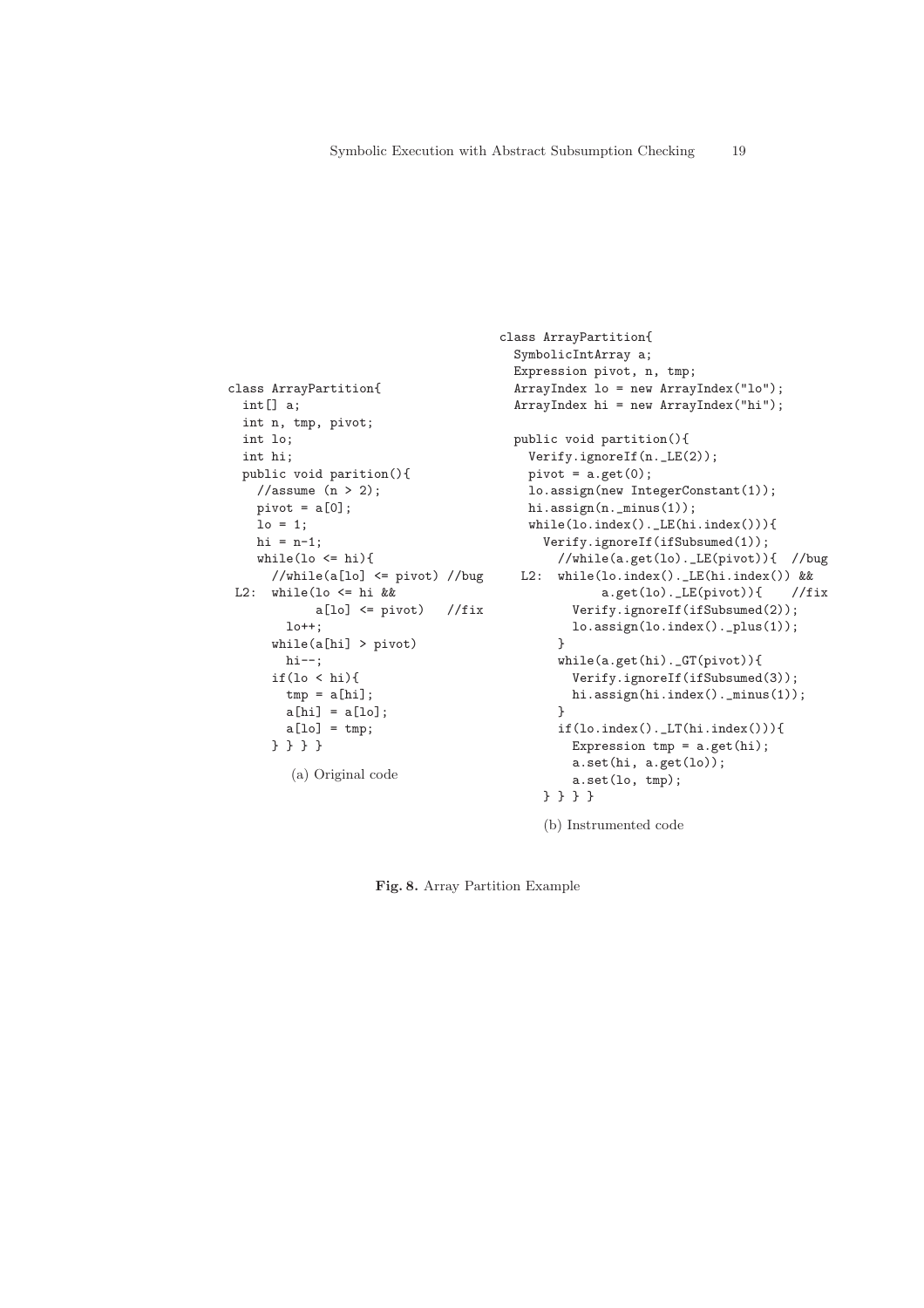```
class ArrayPartition{
  int[] a;
  int n, tmp, pivot;
  int lo;
  int hi;
  public void parition(){
    //assume (n > 2);
    pivot = a[0];
    lo = 1;
    hi = n-1;
    while(lo <= hi){
      //while(a[lo] <= pivot) //bug
 L2:  while(lo <= hi &&
            a[lo] <= pivot)   //fix
        lo++;
      while(a[hi] > pivot)
        hi--;
      if(lo < hi){
        tmp = a[hi];
        a[hi] = a[lo];
        a[lo] = tmp;
      } } } }
```

(a) Original code

```
class ArrayPartition{
  SymbolicIntArray a;
  Expression pivot, n, tmp;
  ArrayIndex lo = new ArrayIndex("lo");
  ArrayIndex hi = new ArrayIndex("hi");

  public void partition(){
    Verify.ignoreIf(n._LE(2));
    pivot = a.get(0);
    lo.assign(new IntegerConstant(1));
    hi.assign(n._minus(1));
    while(lo.index()._LE(hi.index())){
      Verify.ignoreIf(ifSubsumed(1));
        //while(a.get(lo)._LE(pivot)){  //bug
 L2:  while(lo.index()._LE(hi.index()) &&
            a.get(lo)._LE(pivot)){    //fix
        Verify.ignoreIf(ifSubsumed(2));
        lo.assign(lo.index()._plus(1));
      }
      while(a.get(hi)._GT(pivot)){
        Verify.ignoreIf(ifSubsumed(3));
        hi.assign(hi.index()._minus(1));
      }
      if(lo.index()._LT(hi.index())){
        Expression tmp = a.get(hi);
        a.set(hi, a.get(lo));
        a.set(lo, tmp);
    } } } }
```

(b) Instrumented code

**Fig. 8.** Array Partition Example